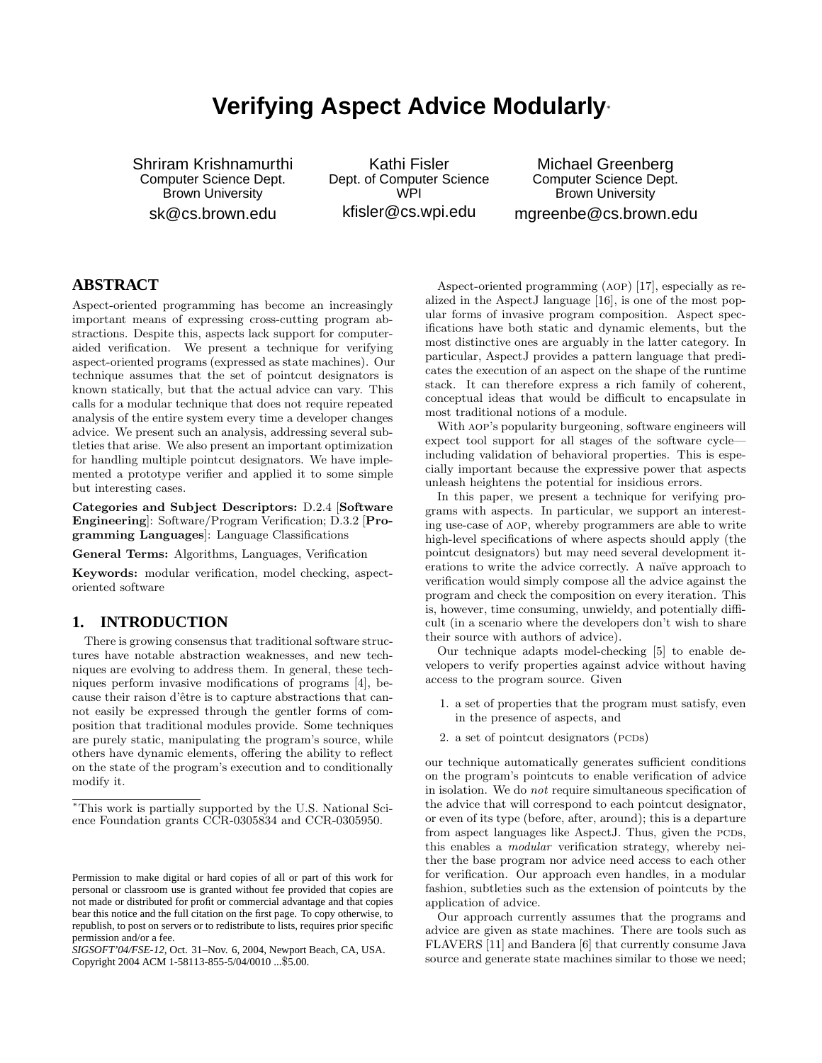# Verifying Aspect Advice Modularly*

Shriram Krishnamurthi
Computer Science Dept.
Brown University
sk@cs.brown.edu

Kathi Fisler
Dept. of Computer Science
WPI
kfisler@cs.wpi.edu

Michael Greenberg
Computer Science Dept.
Brown University
mgreenbe@cs.brown.edu

## ABSTRACT

Aspect-oriented programming has become an increasingly important means of expressing cross-cutting program abstractions. Despite this, aspects lack support for computer-aided verification. We present a technique for verifying aspect-oriented programs (expressed as state machines). Our technique assumes that the set of pointcut designators is known statically, but that the actual advice can vary. This calls for a modular technique that does not require repeated analysis of the entire system every time a developer changes advice. We present such an analysis, addressing several subtleties that arise. We also present an important optimization for handling multiple pointcut designators. We have implemented a prototype verifier and applied it to some simple but interesting cases.

**Categories and Subject Descriptors:** D.2.4 [**Software Engineering**]: Software/Program Verification; D.3.2 [**Programming Languages**]: Language Classifications

**General Terms:** Algorithms, Languages, Verification

**Keywords:** modular verification, model checking, aspect-oriented software

## 1. INTRODUCTION

There is growing consensus that traditional software structures have notable abstraction weaknesses, and new techniques are evolving to address them. In general, these techniques perform invasive modifications of programs [4], because their raison d'être is to capture abstractions that cannot easily be expressed through the gentler forms of composition that traditional modules provide. Some techniques are purely static, manipulating the program's source, while others have dynamic elements, offering the ability to reflect on the state of the program's execution and to conditionally modify it.

*This work is partially supported by the U.S. National Science Foundation grants CCR-0305834 and CCR-0305950.

Permission to make digital or hard copies of all or part of this work for personal or classroom use is granted without fee provided that copies are not made or distributed for profit or commercial advantage and that copies bear this notice and the full citation on the first page. To copy otherwise, to republish, to post on servers or to redistribute to lists, requires prior specific permission and/or a fee.
*SIGSOFT'04/FSE-12,* Oct. 31–Nov. 6, 2004, Newport Beach, CA, USA.
Copyright 2004 ACM 1-58113-855-5/04/0010 ...$5.00.

Aspect-oriented programming (AOP) [17], especially as realized in the AspectJ language [16], is one of the most popular forms of invasive program composition. Aspect specifications have both static and dynamic elements, but the most distinctive ones are arguably in the latter category. In particular, AspectJ provides a pattern language that predicates the execution of an aspect on the shape of the runtime stack. It can therefore express a rich family of coherent, conceptual ideas that would be difficult to encapsulate in most traditional notions of a module.

With AOP's popularity burgeoning, software engineers will expect tool support for all stages of the software cycle—including validation of behavioral properties. This is especially important because the expressive power that aspects unleash heightens the potential for insidious errors.

In this paper, we present a technique for verifying programs with aspects. In particular, we support an interesting use-case of AOP, whereby programmers are able to write high-level specifications of where aspects should apply (the pointcut designators) but may need several development iterations to write the advice correctly. A naïve approach to verification would simply compose all the advice against the program and check the composition on every iteration. This is, however, time consuming, unwieldy, and potentially difficult (in a scenario where the developers don't wish to share their source with authors of advice).

Our technique adapts model-checking [5] to enable developers to verify properties against advice without having access to the program source. Given

1. a set of properties that the program must satisfy, even in the presence of aspects, and
2. a set of pointcut designators (PCDs)

our technique automatically generates sufficient conditions on the program's pointcuts to enable verification of advice in isolation. We do *not* require simultaneous specification of the advice that will correspond to each pointcut designator, or even of its type (before, after, around); this is a departure from aspect languages like AspectJ. Thus, given the PCDs, this enables a *modular* verification strategy, whereby neither the base program nor advice need access to each other for verification. Our approach even handles, in a modular fashion, subtleties such as the extension of pointcuts by the application of advice.

Our approach currently assumes that the programs and advice are given as state machines. There are tools such as FLAVERS [11] and Bandera [6] that currently consume Java source and generate state machines similar to those we need;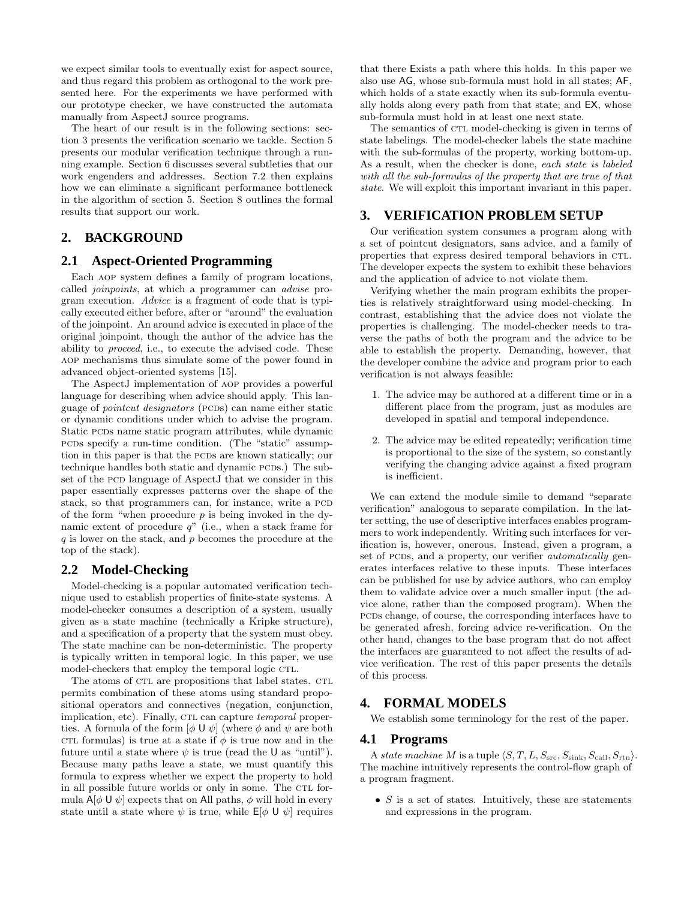we expect similar tools to eventually exist for aspect source, and thus regard this problem as orthogonal to the work presented here. For the experiments we have performed with our prototype checker, we have constructed the automata manually from AspectJ source programs.

The heart of our result is in the following sections: section 3 presents the verification scenario we tackle. Section 5 presents our modular verification technique through a running example. Section 6 discusses several subtleties that our work engenders and addresses. Section 7.2 then explains how we can eliminate a significant performance bottleneck in the algorithm of section 5. Section 8 outlines the formal results that support our work.

## 2. BACKGROUND

### 2.1 Aspect-Oriented Programming

Each AOP system defines a family of program locations, called *joinpoints*, at which a programmer can *advise* program execution. *Advice* is a fragment of code that is typically executed either before, after or "around" the evaluation of the joinpoint. An around advice is executed in place of the original joinpoint, though the author of the advice has the ability to *proceed*, i.e., to execute the advised code. These AOP mechanisms thus simulate some of the power found in advanced object-oriented systems [15].

The AspectJ implementation of AOP provides a powerful language for describing when advice should apply. This language of *pointcut designators* (PCDs) can name either static or dynamic conditions under which to advise the program. Static PCDs name static program attributes, while dynamic PCDs specify a run-time condition. (The "static" assumption in this paper is that the PCDs are known statically; our technique handles both static and dynamic PCDs.) The subset of the PCD language of AspectJ that we consider in this paper essentially expresses patterns over the shape of the stack, so that programmers can, for instance, write a PCD of the form "when procedure $p$ is being invoked in the dynamic extent of procedure $q$" (i.e., when a stack frame for $q$ is lower on the stack, and $p$ becomes the procedure at the top of the stack).

### 2.2 Model-Checking

Model-checking is a popular automated verification technique used to establish properties of finite-state systems. A model-checker consumes a description of a system, usually given as a state machine (technically a Kripke structure), and a specification of a property that the system must obey. The state machine can be non-deterministic. The property is typically written in temporal logic. In this paper, we use model-checkers that employ the temporal logic CTL.

The atoms of CTL are propositions that label states. CTL permits combination of these atoms using standard propositional operators and connectives (negation, conjunction, implication, etc). Finally, CTL can capture *temporal* properties. A formula of the form $[\phi \ \mathsf{U} \ \psi]$ (where $\phi$ and $\psi$ are both CTL formulas) is true at a state if $\phi$ is true now and in the future until a state where $\psi$ is true (read the $\mathsf{U}$ as "until"). Because many paths leave a state, we must quantify this formula to express whether we expect the property to hold in all possible future worlds or only in some. The CTL formula $\mathsf{A}[\phi \ \mathsf{U} \ \psi]$ expects that on All paths, $\phi$ will hold in every state until a state where $\psi$ is true, while $\mathsf{E}[\phi \ \mathsf{U} \ \psi]$ requires that there Exists a path where this holds. In this paper we also use $\mathsf{AG}$, whose sub-formula must hold in all states; $\mathsf{AF}$, which holds of a state exactly when its sub-formula eventually holds along every path from that state; and $\mathsf{EX}$, whose sub-formula must hold in at least one next state.

The semantics of CTL model-checking is given in terms of state labelings. The model-checker labels the state machine with the sub-formulas of the property, working bottom-up. As a result, when the checker is done, *each state is labeled with all the sub-formulas of the property that are true of that state*. We will exploit this important invariant in this paper.

## 3. VERIFICATION PROBLEM SETUP

Our verification system consumes a program along with a set of pointcut designators, sans advice, and a family of properties that express desired temporal behaviors in CTL. The developer expects the system to exhibit these behaviors and the application of advice to not violate them.

Verifying whether the main program exhibits the properties is relatively straightforward using model-checking. In contrast, establishing that the advice does not violate the properties is challenging. The model-checker needs to traverse the paths of both the program and the advice to be able to establish the property. Demanding, however, that the developer combine the advice and program prior to each verification is not always feasible:

1. The advice may be authored at a different time or in a different place from the program, just as modules are developed in spatial and temporal independence.
2. The advice may be edited repeatedly; verification time is proportional to the size of the system, so constantly verifying the changing advice against a fixed program is inefficient.

We can extend the module simile to demand "separate verification" analogous to separate compilation. In the latter setting, the use of descriptive interfaces enables programmers to work independently. Writing such interfaces for verification is, however, onerous. Instead, given a program, a set of PCDs, and a property, our verifier *automatically* generates interfaces relative to these inputs. These interfaces can be published for use by advice authors, who can employ them to validate advice over a much smaller input (the advice alone, rather than the composed program). When the PCDs change, of course, the corresponding interfaces have to be generated afresh, forcing advice re-verification. On the other hand, changes to the base program that do not affect the interfaces are guaranteed to not affect the results of advice verification. The rest of this paper presents the details of this process.

## 4. FORMAL MODELS

We establish some terminology for the rest of the paper.

### 4.1 Programs

A *state machine* $M$ is a tuple $\langle S, T, L, S_{\text{src}}, S_{\text{sink}}, S_{\text{call}}, S_{\text{rtn}} \rangle$. The machine intuitively represents the control-flow graph of a program fragment.

- $S$ is a set of states. Intuitively, these are statements and expressions in the program.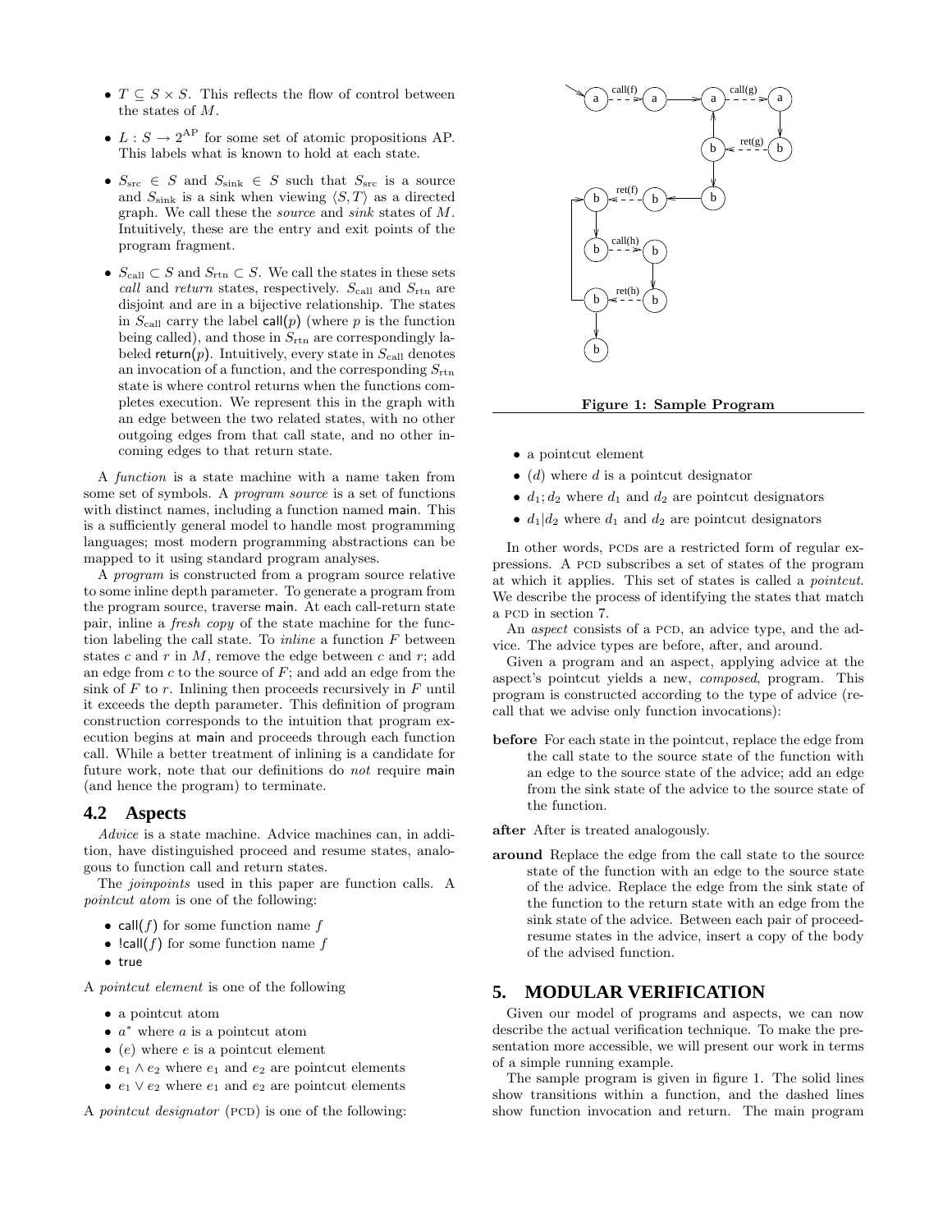- $T \subseteq S \times S$. This reflects the flow of control between the states of $M$.
- $L : S \to 2^{\text{AP}}$ for some set of atomic propositions AP. This labels what is known to hold at each state.
- $S_{\text{src}} \in S$ and $S_{\text{sink}} \in S$ such that $S_{\text{src}}$ is a source and $S_{\text{sink}}$ is a sink when viewing $\langle S, T\rangle$ as a directed graph. We call these the *source* and *sink* states of $M$. Intuitively, these are the entry and exit points of the program fragment.
- $S_{\text{call}} \subset S$ and $S_{\text{rtn}} \subset S$. We call the states in these sets *call* and *return* states, respectively. $S_{\text{call}}$ and $S_{\text{rtn}}$ are disjoint and are in a bijective relationship. The states in $S_{\text{call}}$ carry the label call($p$) (where $p$ is the function being called), and those in $S_{\text{rtn}}$ are correspondingly labeled return($p$). Intuitively, every state in $S_{\text{call}}$ denotes an invocation of a function, and the corresponding $S_{\text{rtn}}$ state is where control returns when the functions completes execution. We represent this in the graph with an edge between the two related states, with no other outgoing edges from that call state, and no other incoming edges to that return state.

A *function* is a state machine with a name taken from some set of symbols. A *program source* is a set of functions with distinct names, including a function named main. This is a sufficiently general model to handle most programming languages; most modern programming abstractions can be mapped to it using standard program analyses.

A *program* is constructed from a program source relative to some inline depth parameter. To generate a program from the program source, traverse main. At each call-return state pair, inline a *fresh copy* of the state machine for the function labeling the call state. To *inline* a function $F$ between states $c$ and $r$ in $M$, remove the edge between $c$ and $r$; add an edge from $c$ to the source of $F$; and add an edge from the sink of $F$ to $r$. Inlining then proceeds recursively in $F$ until it exceeds the depth parameter. This definition of program construction corresponds to the intuition that program execution begins at main and proceeds through each function call. While a better treatment of inlining is a candidate for future work, note that our definitions do *not* require main (and hence the program) to terminate.

## 4.2 Aspects

*Advice* is a state machine. Advice machines can, in addition, have distinguished proceed and resume states, analogous to function call and return states.

The *joinpoints* used in this paper are function calls. A *pointcut atom* is one of the following:

- call($f$) for some function name $f$
- !call($f$) for some function name $f$
- true

A *pointcut element* is one of the following

- a pointcut atom
- $a^*$ where $a$ is a pointcut atom
- $(e)$ where $e$ is a pointcut element
- $e_1 \wedge e_2$ where $e_1$ and $e_2$ are pointcut elements
- $e_1 \vee e_2$ where $e_1$ and $e_2$ are pointcut elements

A *pointcut designator* (PCD) is one of the following:

**Figure 1: Sample Program**

- a pointcut element
- $(d)$ where $d$ is a pointcut designator
- $d_1; d_2$ where $d_1$ and $d_2$ are pointcut designators
- $d_1 | d_2$ where $d_1$ and $d_2$ are pointcut designators

In other words, PCDs are a restricted form of regular expressions. A PCD subscribes a set of states of the program at which it applies. This set of states is called a *pointcut*. We describe the process of identifying the states that match a PCD in section 7.

An *aspect* consists of a PCD, an advice type, and the advice. The advice types are before, after, and around.

Given a program and an aspect, applying advice at the aspect's pointcut yields a new, *composed*, program. This program is constructed according to the type of advice (recall that we advise only function invocations):

**before** For each state in the pointcut, replace the edge from the call state to the source state of the function with an edge to the source state of the advice; add an edge from the sink state of the advice to the source state of the function.

**after** After is treated analogously.

**around** Replace the edge from the call state to the source state of the function with an edge to the source state of the advice. Replace the edge from the sink state of the function to the return state with an edge from the sink state of the advice. Between each pair of proceed-resume states in the advice, insert a copy of the body of the advised function.

# 5. MODULAR VERIFICATION

Given our model of programs and aspects, we can now describe the actual verification technique. To make the presentation more accessible, we will present our work in terms of a simple running example.

The sample program is given in figure 1. The solid lines show transitions within a function, and the dashed lines show function invocation and return. The main program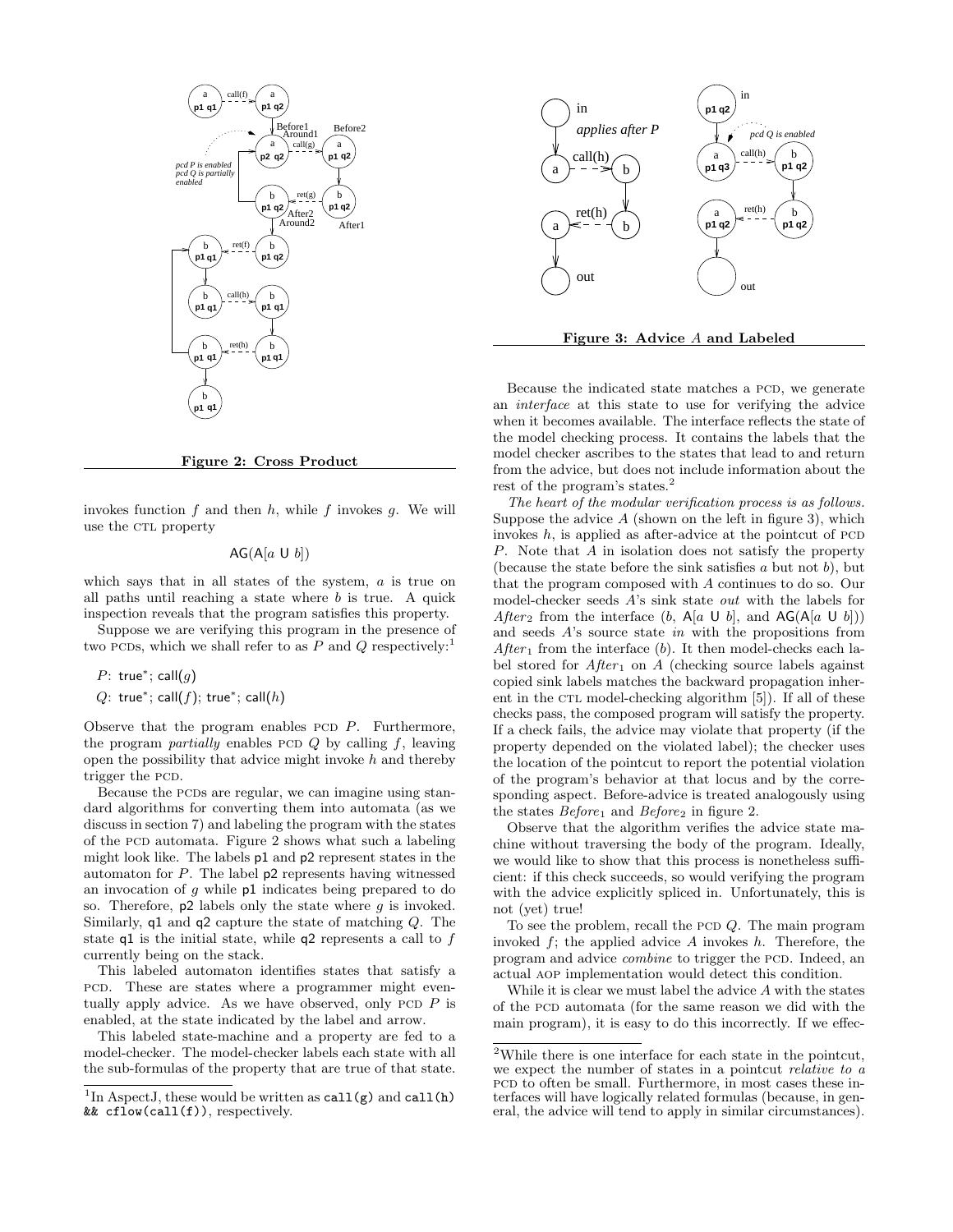**Figure 2: Cross Product**

invokes function $f$ and then $h$, while $f$ invokes $g$. We will use the CTL property

$$\mathsf{AG}(\mathsf{A}[a \; \mathsf{U} \; b])$$

which says that in all states of the system, $a$ is true on all paths until reaching a state where $b$ is true. A quick inspection reveals that the program satisfies this property.

Suppose we are verifying this program in the presence of two PCDs, which we shall refer to as $P$ and $Q$ respectively:[1]

$P$: $\mathsf{true}^*$; $\mathsf{call}(g)$

$Q$: $\mathsf{true}^*$; $\mathsf{call}(f)$; $\mathsf{true}^*$; $\mathsf{call}(h)$

Observe that the program enables PCD $P$. Furthermore, the program *partially* enables PCD $Q$ by calling $f$, leaving open the possibility that advice might invoke $h$ and thereby trigger the PCD.

Because the PCDs are regular, we can imagine using standard algorithms for converting them into automata (as we discuss in section 7) and labeling the program with the states of the PCD automata. Figure 2 shows what such a labeling might look like. The labels p1 and p2 represent states in the automaton for $P$. The label p2 represents having witnessed an invocation of $g$ while p1 indicates being prepared to do so. Therefore, p2 labels only the state where $g$ is invoked. Similarly, q1 and q2 capture the state of matching $Q$. The state q1 is the initial state, while q2 represents a call to $f$ currently being on the stack.

This labeled automaton identifies states that satisfy a PCD. These are states where a programmer might eventually apply advice. As we have observed, only PCD $P$ is enabled, at the state indicated by the label and arrow.

This labeled state-machine and a property are fed to a model-checker. The model-checker labels each state with all the sub-formulas of the property that are true of that state.

[1] In AspectJ, these would be written as `call(g)` and `call(h) && cflow(call(f))`, respectively.

**Figure 3: Advice $A$ and Labeled**

Because the indicated state matches a PCD, we generate an *interface* at this state to use for verifying the advice when it becomes available. The interface reflects the state of the model checking process. It contains the labels that the model checker ascribes to the states that lead to and return from the advice, but does not include information about the rest of the program's states.[2]

*The heart of the modular verification process is as follows.* Suppose the advice $A$ (shown on the left in figure 3), which invokes $h$, is applied as after-advice at the pointcut of PCD $P$. Note that $A$ in isolation does not satisfy the property (because the state before the sink satisfies $a$ but not $b$), but that the program composed with $A$ continues to do so. Our model-checker seeds $A$'s sink state *out* with the labels for $After_2$ from the interface ($b$, $\mathsf{A}[a \; \mathsf{U} \; b]$, and $\mathsf{AG}(\mathsf{A}[a \; \mathsf{U} \; b])$) and seeds $A$'s source state *in* with the propositions from $After_1$ from the interface ($b$). It then model-checks each label stored for $After_1$ on $A$ (checking source labels against copied sink labels matches the backward propagation inherent in the CTL model-checking algorithm [5]). If all of these checks pass, the composed program will satisfy the property. If a check fails, the advice may violate that property (if the property depended on the violated label); the checker uses the location of the pointcut to report the potential violation of the program's behavior at that locus and by the corresponding aspect. Before-advice is treated analogously using the states $Before_1$ and $Before_2$ in figure 2.

Observe that the algorithm verifies the advice state machine without traversing the body of the program. Ideally, we would like to show that this process is nonetheless sufficient: if this check succeeds, so would verifying the program with the advice explicitly spliced in. Unfortunately, this is not (yet) true!

To see the problem, recall the PCD $Q$. The main program invoked $f$; the applied advice $A$ invokes $h$. Therefore, the program and advice *combine* to trigger the PCD. Indeed, an actual AOP implementation would detect this condition.

While it is clear we must label the advice $A$ with the states of the PCD automata (for the same reason we did with the main program), it is easy to do this incorrectly. If we effec-

[2] While there is one interface for each state in the pointcut, we expect the number of states in a pointcut *relative to a* PCD to often be small. Furthermore, in most cases these interfaces will have logically related formulas (because, in general, the advice will tend to apply in similar circumstances).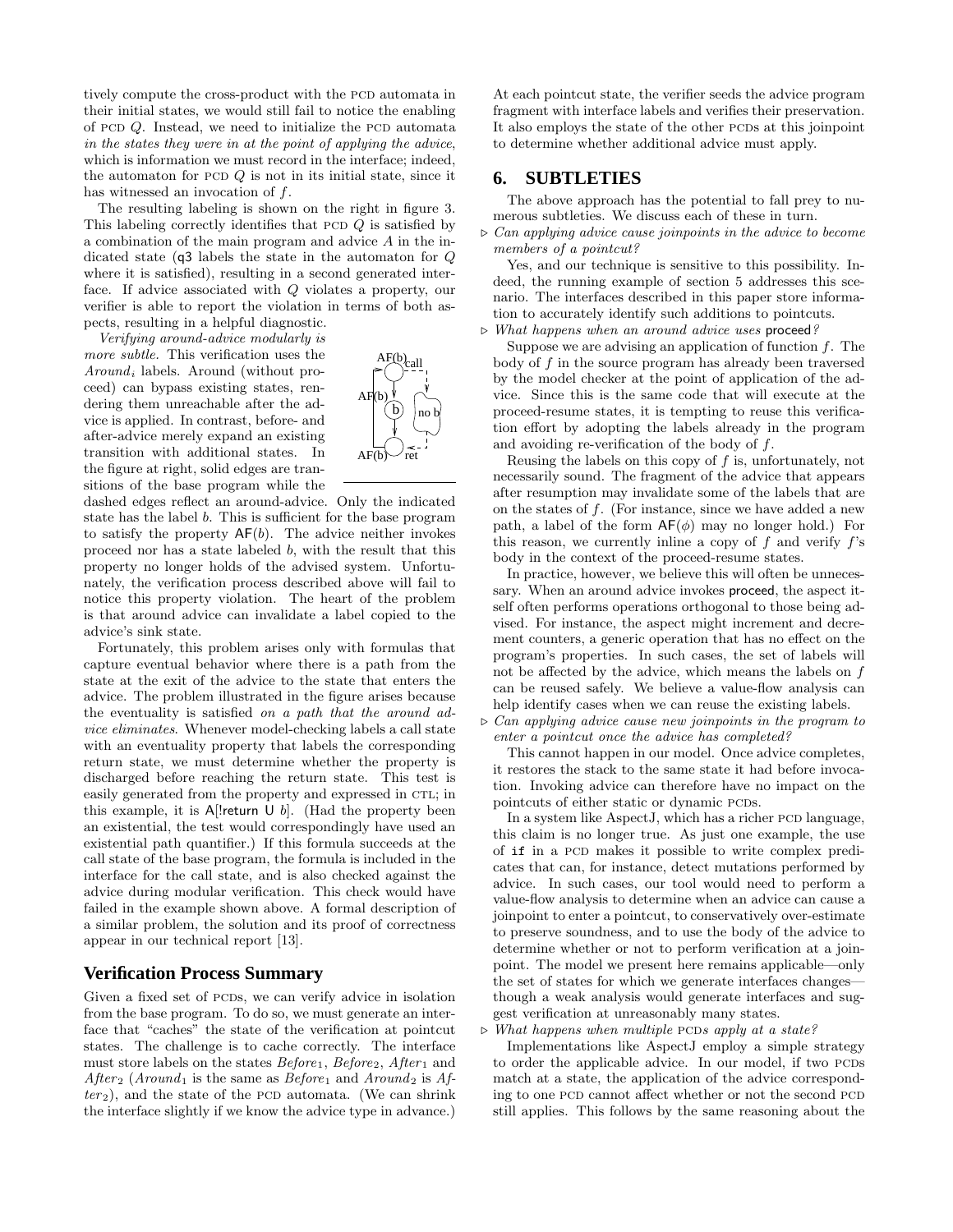tively compute the cross-product with the PCD automata in their initial states, we would still fail to notice the enabling of PCD $Q$. Instead, we need to initialize the PCD automata *in the states they were in at the point of applying the advice*, which is information we must record in the interface; indeed, the automaton for PCD $Q$ is not in its initial state, since it has witnessed an invocation of $f$.

The resulting labeling is shown on the right in figure 3. This labeling correctly identifies that PCD $Q$ is satisfied by a combination of the main program and advice $A$ in the indicated state (q3 labels the state in the automaton for $Q$ where it is satisfied), resulting in a second generated interface. If advice associated with $Q$ violates a property, our verifier is able to report the violation in terms of both aspects, resulting in a helpful diagnostic.

*Verifying around-advice modularly is more subtle.* This verification uses the $Around_i$ labels. Around (without proceed) can bypass existing states, rendering them unreachable after the advice is applied. In contrast, before- and after-advice merely expand an existing transition with additional states. In the figure at right, solid edges are transitions of the base program while the dashed edges reflect an around-advice. Only the indicated state has the label $b$. This is sufficient for the base program to satisfy the property $\mathsf{AF}(b)$. The advice neither invokes proceed nor has a state labeled $b$, with the result that this property no longer holds of the advised system. Unfortunately, the verification process described above will fail to notice this property violation. The heart of the problem is that around advice can invalidate a label copied to the advice's sink state.

Fortunately, this problem arises only with formulas that capture eventual behavior where there is a path from the state at the exit of the advice to the state that enters the advice. The problem illustrated in the figure arises because the eventuality is satisfied *on a path that the around advice eliminates*. Whenever model-checking labels a call state with an eventuality property that labels the corresponding return state, we must determine whether the property is discharged before reaching the return state. This test is easily generated from the property and expressed in CTL; in this example, it is $\mathsf{A}[!\mathsf{return}\ \mathsf{U}\ b]$. (Had the property been an existential, the test would correspondingly have used an existential path quantifier.) If this formula succeeds at the call state of the base program, the formula is included in the interface for the call state, and is also checked against the advice during modular verification. This check would have failed in the example shown above. A formal description of a similar problem, the solution and its proof of correctness appear in our technical report [13].

## Verification Process Summary

Given a fixed set of PCDs, we can verify advice in isolation from the base program. To do so, we must generate an interface that "caches" the state of the verification at pointcut states. The challenge is to cache correctly. The interface must store labels on the states $Before_1$, $Before_2$, $After_1$ and $After_2$ ($Around_1$ is the same as $Before_1$ and $Around_2$ is $After_2$), and the state of the PCD automata. (We can shrink the interface slightly if we know the advice type in advance.) At each pointcut state, the verifier seeds the advice program fragment with interface labels and verifies their preservation. It also employs the state of the other PCDs at this joinpoint to determine whether additional advice must apply.

# 6. SUBTLETIES

The above approach has the potential to fall prey to numerous subtleties. We discuss each of these in turn.

▷ *Can applying advice cause joinpoints in the advice to become members of a pointcut?*

Yes, and our technique is sensitive to this possibility. Indeed, the running example of section 5 addresses this scenario. The interfaces described in this paper store information to accurately identify such additions to pointcuts.

▷ *What happens when an around advice uses* proceed*?*

Suppose we are advising an application of function $f$. The body of $f$ in the source program has already been traversed by the model checker at the point of application of the advice. Since this is the same code that will execute at the proceed-resume states, it is tempting to reuse this verification effort by adopting the labels already in the program and avoiding re-verification of the body of $f$.

Reusing the labels on this copy of $f$ is, unfortunately, not necessarily sound. The fragment of the advice that appears after resumption may invalidate some of the labels that are on the states of $f$. (For instance, since we have added a new path, a label of the form $\mathsf{AF}(\phi)$ may no longer hold.) For this reason, we currently inline a copy of $f$ and verify $f$'s body in the context of the proceed-resume states.

In practice, however, we believe this will often be unnecessary. When an around advice invokes proceed, the aspect itself often performs operations orthogonal to those being advised. For instance, the aspect might increment and decrement counters, a generic operation that has no effect on the program's properties. In such cases, the set of labels will not be affected by the advice, which means the labels on $f$ can be reused safely. We believe a value-flow analysis can help identify cases when we can reuse the existing labels.

▷ *Can applying advice cause new joinpoints in the program to enter a pointcut once the advice has completed?*

This cannot happen in our model. Once advice completes, it restores the stack to the same state it had before invocation. Invoking advice can therefore have no impact on the pointcuts of either static or dynamic PCDs.

In a system like AspectJ, which has a richer PCD language, this claim is no longer true. As just one example, the use of `if` in a PCD makes it possible to write complex predicates that can, for instance, detect mutations performed by advice. In such cases, our tool would need to perform a value-flow analysis to determine when an advice can cause a joinpoint to enter a pointcut, to conservatively over-estimate to preserve soundness, and to use the body of the advice to determine whether or not to perform verification at a joinpoint. The model we present here remains applicable—only the set of states for which we generate interfaces changes—though a weak analysis would generate interfaces and suggest verification at unreasonably many states.

▷ *What happens when multiple PCDs apply at a state?*

Implementations like AspectJ employ a simple strategy to order the applicable advice. In our model, if two PCDs match at a state, the application of the advice corresponding to one PCD cannot affect whether or not the second PCD still applies. This follows by the same reasoning about the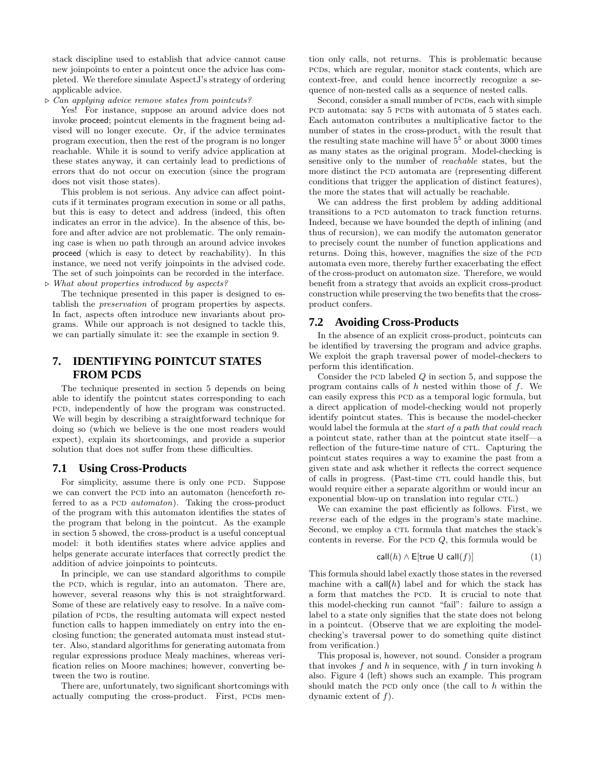stack discipline used to establish that advice cannot cause new joinpoints to enter a pointcut once the advice has completed. We therefore simulate AspectJ's strategy of ordering applicable advice.

▷ *Can applying advice remove states from pointcuts?*

Yes! For instance, suppose an around advice does not invoke proceed; pointcut elements in the fragment being advised will no longer execute. Or, if the advice terminates program execution, then the rest of the program is no longer reachable. While it is sound to verify advice application at these states anyway, it can certainly lead to predictions of errors that do not occur on execution (since the program does not visit those states).

This problem is not serious. Any advice can affect pointcuts if it terminates program execution in some or all paths, but this is easy to detect and address (indeed, this often indicates an error in the advice). In the absence of this, before and after advice are not problematic. The only remaining case is when no path through an around advice invokes proceed (which is easy to detect by reachability). In this instance, we need not verify joinpoints in the advised code. The set of such joinpoints can be recorded in the interface.

▷ *What about properties introduced by aspects?*

The technique presented in this paper is designed to establish the *preservation* of program properties by aspects. In fact, aspects often introduce new invariants about programs. While our approach is not designed to tackle this, we can partially simulate it: see the example in section 9.

# 7. IDENTIFYING POINTCUT STATES FROM PCDS

The technique presented in section 5 depends on being able to identify the pointcut states corresponding to each PCD, independently of how the program was constructed. We will begin by describing a straightforward technique for doing so (which we believe is the one most readers would expect), explain its shortcomings, and provide a superior solution that does not suffer from these difficulties.

## 7.1 Using Cross-Products

For simplicity, assume there is only one PCD. Suppose we can convert the PCD into an automaton (henceforth referred to as a PCD *automaton*). Taking the cross-product of the program with this automaton identifies the states of the program that belong in the pointcut. As the example in section 5 showed, the cross-product is a useful conceptual model: it both identifies states where advice applies and helps generate accurate interfaces that correctly predict the addition of advice joinpoints to pointcuts.

In principle, we can use standard algorithms to compile the PCD, which is regular, into an automaton. There are, however, several reasons why this is not straightforward. Some of these are relatively easy to resolve. In a naïve compilation of PCDs, the resulting automata will expect nested function calls to happen immediately on entry into the enclosing function; the generated automata must instead stutter. Also, standard algorithms for generating automata from regular expressions produce Mealy machines, whereas verification relies on Moore machines; however, converting between the two is routine.

There are, unfortunately, two significant shortcomings with actually computing the cross-product. First, PCDs mention only calls, not returns. This is problematic because PCDs, which are regular, monitor stack contents, which are context-free, and could hence incorrectly recognize a sequence of non-nested calls as a sequence of nested calls.

Second, consider a small number of PCDs, each with simple PCD automata: say 5 PCDs with automata of 5 states each. Each automaton contributes a multiplicative factor to the number of states in the cross-product, with the result that the resulting state machine will have $5^5$ or about 3000 times as many states as the original program. Model-checking is sensitive only to the number of *reachable* states, but the more distinct the PCD automata are (representing different conditions that trigger the application of distinct features), the more the states that will actually be reachable.

We can address the first problem by adding additional transitions to a PCD automaton to track function returns. Indeed, because we have bounded the depth of inlining (and thus of recursion), we can modify the automaton generator to precisely count the number of function applications and returns. Doing this, however, magnifies the size of the PCD automata even more, thereby further exacerbating the effect of the cross-product on automaton size. Therefore, we would benefit from a strategy that avoids an explicit cross-product construction while preserving the two benefits that the cross-product confers.

## 7.2 Avoiding Cross-Products

In the absence of an explicit cross-product, pointcuts can be identified by traversing the program and advice graphs. We exploit the graph traversal power of model-checkers to perform this identification.

Consider the PCD labeled $Q$ in section 5, and suppose the program contains calls of $h$ nested within those of $f$. We can easily express this PCD as a temporal logic formula, but a direct application of model-checking would not properly identify pointcut states. This is because the model-checker would label the formula at the *start of a path that could reach* a pointcut state, rather than at the pointcut state itself—a reflection of the future-time nature of CTL. Capturing the pointcut states requires a way to examine the past from a given state and ask whether it reflects the correct sequence of calls in progress. (Past-time CTL could handle this, but would require either a separate algorithm or would incur an exponential blow-up on translation into regular CTL.)

We can examine the past efficiently as follows. First, we *reverse* each of the edges in the program's state machine. Second, we employ a CTL formula that matches the stack's contents in reverse. For the PCD $Q$, this formula would be

$$\mathsf{call}(h) \wedge \mathsf{E}[\mathsf{true}\ \mathsf{U}\ \mathsf{call}(f)] \qquad (1)$$

This formula should label exactly those states in the reversed machine with a $\mathsf{call}(h)$ label and for which the stack has a form that matches the PCD. It is crucial to note that this model-checking run cannot "fail": failure to assign a label to a state only signifies that the state does not belong in a pointcut. (Observe that we are exploiting the model-checking's traversal power to do something quite distinct from verification.)

This proposal is, however, not sound. Consider a program that invokes $f$ and $h$ in sequence, with $f$ in turn invoking $h$ also. Figure 4 (left) shows such an example. This program should match the PCD only once (the call to $h$ within the dynamic extent of $f$).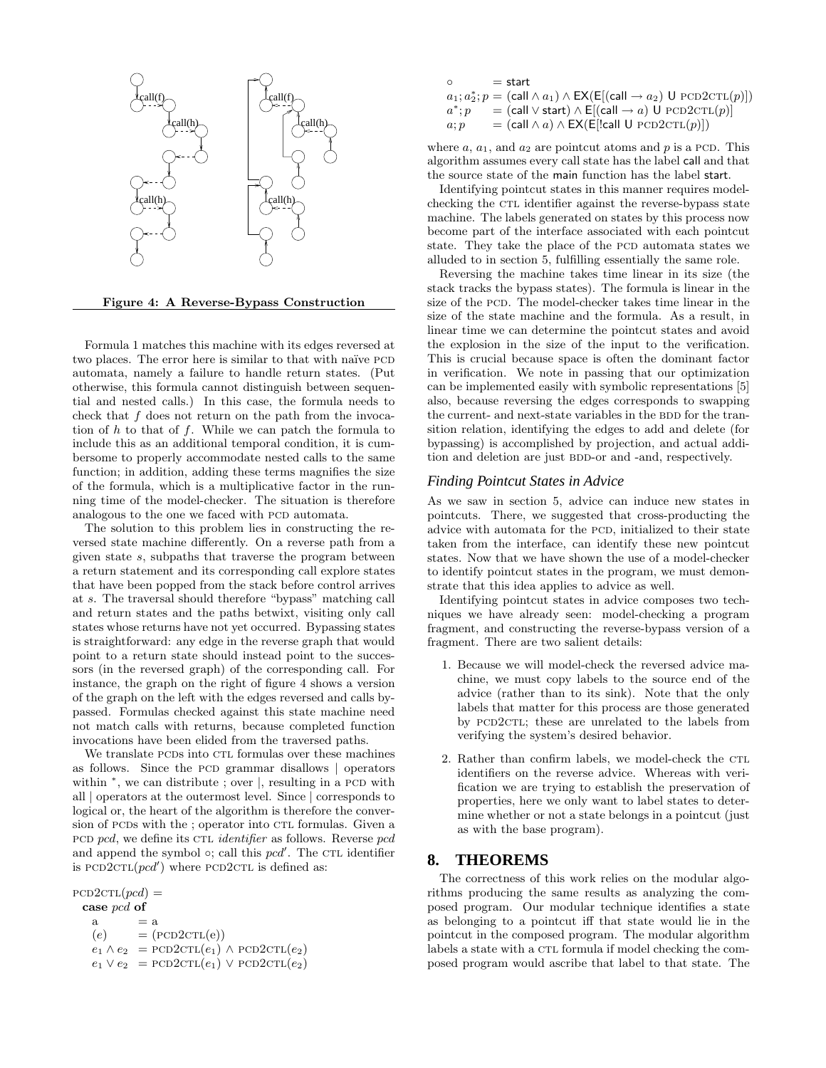call(f)

call(h)

call(h)

call(f)

call(h)

call(h)

**Figure 4: A Reverse-Bypass Construction**

Formula 1 matches this machine with its edges reversed at two places. The error here is similar to that with naïve PCD automata, namely a failure to handle return states. (Put otherwise, this formula cannot distinguish between sequential and nested calls.) In this case, the formula needs to check that $f$ does not return on the path from the invocation of $h$ to that of $f$. While we can patch the formula to include this as an additional temporal condition, it is cumbersome to properly accommodate nested calls to the same function; in addition, adding these terms magnifies the size of the formula, which is a multiplicative factor in the running time of the model-checker. The situation is therefore analogous to the one we faced with PCD automata.

The solution to this problem lies in constructing the reversed state machine differently. On a reverse path from a given state $s$, subpaths that traverse the program between a return statement and its corresponding call explore states that have been popped from the stack before control arrives at $s$. The traversal should therefore "bypass" matching call and return states and the paths betwixt, visiting only call states whose returns have not yet occurred. Bypassing states is straightforward: any edge in the reverse graph that would point to a return state should instead point to the successors (in the reversed graph) of the corresponding call. For instance, the graph on the right of figure 4 shows a version of the graph on the left with the edges reversed and calls bypassed. Formulas checked against this state machine need not match calls with returns, because completed function invocations have been elided from the traversed paths.

We translate PCDs into CTL formulas over these machines as follows. Since the PCD grammar disallows | operators within $^*$, we can distribute ; over |, resulting in a PCD with all | operators at the outermost level. Since | corresponds to logical or, the heart of the algorithm is therefore the conversion of PCDs with the ; operator into CTL formulas. Given a PCD *pcd*, we define its CTL *identifier* as follows. Reverse *pcd* and append the symbol $\circ$; call this *pcd'*. The CTL identifier is PCD2CTL(*pcd'*) where PCD2CTL is defined as:

PCD2CTL(*pcd*) =
**case** *pcd* **of**

$$
\begin{array}{lll}
a & = & a \\
(e) & = & (\text{PCD2CTL}(e)) \\
e_1 \wedge e_2 & = & \text{PCD2CTL}(e_1) \wedge \text{PCD2CTL}(e_2) \\
e_1 \vee e_2 & = & \text{PCD2CTL}(e_1) \vee \text{PCD2CTL}(e_2) \\
\circ & = & \mathsf{start} \\
a_1; a_2^*; p & = & (\mathsf{call} \wedge a_1) \wedge \mathsf{EX}(\mathsf{E}[(\mathsf{call} \rightarrow a_2)\ \mathsf{U}\ \text{PCD2CTL}(p)]) \\
a^*; p & = & (\mathsf{call} \vee \mathsf{start}) \wedge \mathsf{E}[(\mathsf{call} \rightarrow a)\ \mathsf{U}\ \text{PCD2CTL}(p)] \\
a; p & = & (\mathsf{call} \wedge a) \wedge \mathsf{EX}(\mathsf{E}[!\mathsf{call}\ \mathsf{U}\ \text{PCD2CTL}(p)])
\end{array}
$$

where $a$, $a_1$, and $a_2$ are pointcut atoms and $p$ is a PCD. This algorithm assumes every call state has the label call and that the source state of the main function has the label start.

Identifying pointcut states in this manner requires model-checking the CTL identifier against the reverse-bypass state machine. The labels generated on states by this process now become part of the interface associated with each pointcut state. They take the place of the PCD automata states we alluded to in section 5, fulfilling essentially the same role.

Reversing the machine takes time linear in its size (the stack tracks the bypass states). The formula is linear in the size of the PCD. The model-checker takes time linear in the size of the state machine and the formula. As a result, in linear time we can determine the pointcut states and avoid the explosion in the size of the input to the verification. This is crucial because space is often the dominant factor in verification. We note in passing that our optimization can be implemented easily with symbolic representations [5] also, because reversing the edges corresponds to swapping the current- and next-state variables in the BDD for the transition relation, identifying the edges to add and delete (for bypassing) is accomplished by projection, and actual addition and deletion are just BDD-or and -and, respectively.

### *Finding Pointcut States in Advice*

As we saw in section 5, advice can induce new states in pointcuts. There, we suggested that cross-producting the advice with automata for the PCD, initialized to their state taken from the interface, can identify these new pointcut states. Now that we have shown the use of a model-checker to identify pointcut states in the program, we must demonstrate that this idea applies to advice as well.

Identifying pointcut states in advice composes two techniques we have already seen: model-checking a program fragment, and constructing the reverse-bypass version of a fragment. There are two salient details:

1. Because we will model-check the reversed advice machine, we must copy labels to the source end of the advice (rather than to its sink). Note that the only labels that matter for this process are those generated by PCD2CTL; these are unrelated to the labels from verifying the system's desired behavior.
2. Rather than confirm labels, we model-check the CTL identifiers on the reverse advice. Whereas with verification we are trying to establish the preservation of properties, here we only want to label states to determine whether or not a state belongs in a pointcut (just as with the base program).

## 8. THEOREMS

The correctness of this work relies on the modular algorithms producing the same results as analyzing the composed program. Our modular technique identifies a state as belonging to a pointcut iff that state would lie in the pointcut in the composed program. The modular algorithm labels a state with a CTL formula if model checking the composed program would ascribe that label to that state. The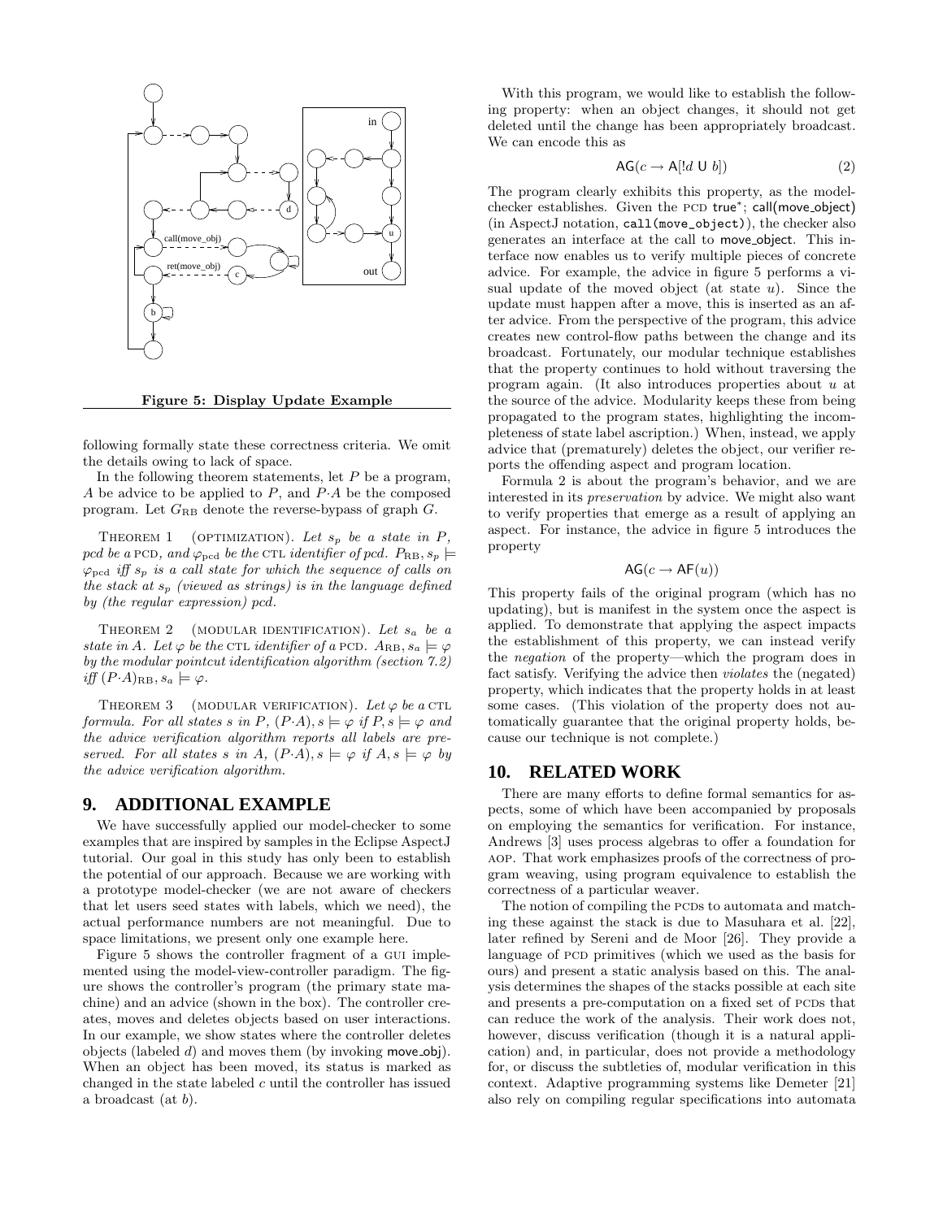Figure 5: Display Update Example

following formally state these correctness criteria. We omit the details owing to lack of space.

In the following theorem statements, let $P$ be a program, $A$ be advice to be applied to $P$, and $P{\cdot}A$ be the composed program. Let $G_{\text{RB}}$ denote the reverse-bypass of graph $G$.

THEOREM 1 (OPTIMIZATION). *Let $s_p$ be a state in $P$, pcd be a* PCD*, and $\varphi_{\text{pcd}}$ be the* CTL *identifier of pcd. $P_{\text{RB}}, s_p \models \varphi_{\text{pcd}}$ iff $s_p$ is a call state for which the sequence of calls on the stack at $s_p$ (viewed as strings) is in the language defined by (the regular expression) pcd.*

THEOREM 2 (MODULAR IDENTIFICATION). *Let $s_a$ be a state in $A$. Let $\varphi$ be the* CTL *identifier of a* PCD*. $A_{\text{RB}}, s_a \models \varphi$ by the modular pointcut identification algorithm (section 7.2) iff $(P{\cdot}A)_{\text{RB}}, s_a \models \varphi$.*

THEOREM 3 (MODULAR VERIFICATION). *Let $\varphi$ be a* CTL *formula. For all states $s$ in $P$, $(P{\cdot}A), s \models \varphi$ if $P, s \models \varphi$ and the advice verification algorithm reports all labels are preserved. For all states $s$ in $A$, $(P{\cdot}A), s \models \varphi$ if $A, s \models \varphi$ by the advice verification algorithm.*

## 9. ADDITIONAL EXAMPLE

We have successfully applied our model-checker to some examples that are inspired by samples in the Eclipse AspectJ tutorial. Our goal in this study has only been to establish the potential of our approach. Because we are working with a prototype model-checker (we are not aware of checkers that let users seed states with labels, which we need), the actual performance numbers are not meaningful. Due to space limitations, we present only one example here.

Figure 5 shows the controller fragment of a GUI implemented using the model-view-controller paradigm. The figure shows the controller's program (the primary state machine) and an advice (shown in the box). The controller creates, moves and deletes objects based on user interactions. In our example, we show states where the controller deletes objects (labeled $d$) and moves them (by invoking move_obj). When an object has been moved, its status is marked as changed in the state labeled $c$ until the controller has issued a broadcast (at $b$).

With this program, we would like to establish the following property: when an object changes, it should not get deleted until the change has been appropriately broadcast. We can encode this as

$$\mathsf{AG}(c \rightarrow \mathsf{A}[!d \ \mathsf{U}\ b]) \tag{2}$$

The program clearly exhibits this property, as the model-checker establishes. Given the PCD true*; call(move_object) (in AspectJ notation, `call(move_object)`), the checker also generates an interface at the call to move_object. This interface now enables us to verify multiple pieces of concrete advice. For example, the advice in figure 5 performs a visual update of the moved object (at state $u$). Since the update must happen after a move, this is inserted as an after advice. From the perspective of the program, this advice creates new control-flow paths between the change and its broadcast. Fortunately, our modular technique establishes that the property continues to hold without traversing the program again. (It also introduces properties about $u$ at the source of the advice. Modularity keeps these from being propagated to the program states, highlighting the incompleteness of state label ascription.) When, instead, we apply advice that (prematurely) deletes the object, our verifier reports the offending aspect and program location.

Formula 2 is about the program's behavior, and we are interested in its *preservation* by advice. We might also want to verify properties that emerge as a result of applying an aspect. For instance, the advice in figure 5 introduces the property

$$\mathsf{AG}(c \rightarrow \mathsf{AF}(u))$$

This property fails of the original program (which has no updating), but is manifest in the system once the aspect is applied. To demonstrate that applying the aspect impacts the establishment of this property, we can instead verify the *negation* of the property—which the program does in fact satisfy. Verifying the advice then *violates* the (negated) property, which indicates that the property holds in at least some cases. (This violation of the property does not automatically guarantee that the original property holds, because our technique is not complete.)

## 10. RELATED WORK

There are many efforts to define formal semantics for aspects, some of which have been accompanied by proposals on employing the semantics for verification. For instance, Andrews [3] uses process algebras to offer a foundation for AOP. That work emphasizes proofs of the correctness of program weaving, using program equivalence to establish the correctness of a particular weaver.

The notion of compiling the PCDs to automata and matching these against the stack is due to Masuhara et al. [22], later refined by Sereni and de Moor [26]. They provide a language of PCD primitives (which we used as the basis for ours) and present a static analysis based on this. The analysis determines the shapes of the stacks possible at each site and presents a pre-computation on a fixed set of PCDs that can reduce the work of the analysis. Their work does not, however, discuss verification (though it is a natural application) and, in particular, does not provide a methodology for, or discuss the subtleties of, modular verification in this context. Adaptive programming systems like Demeter [21] also rely on compiling regular specifications into automata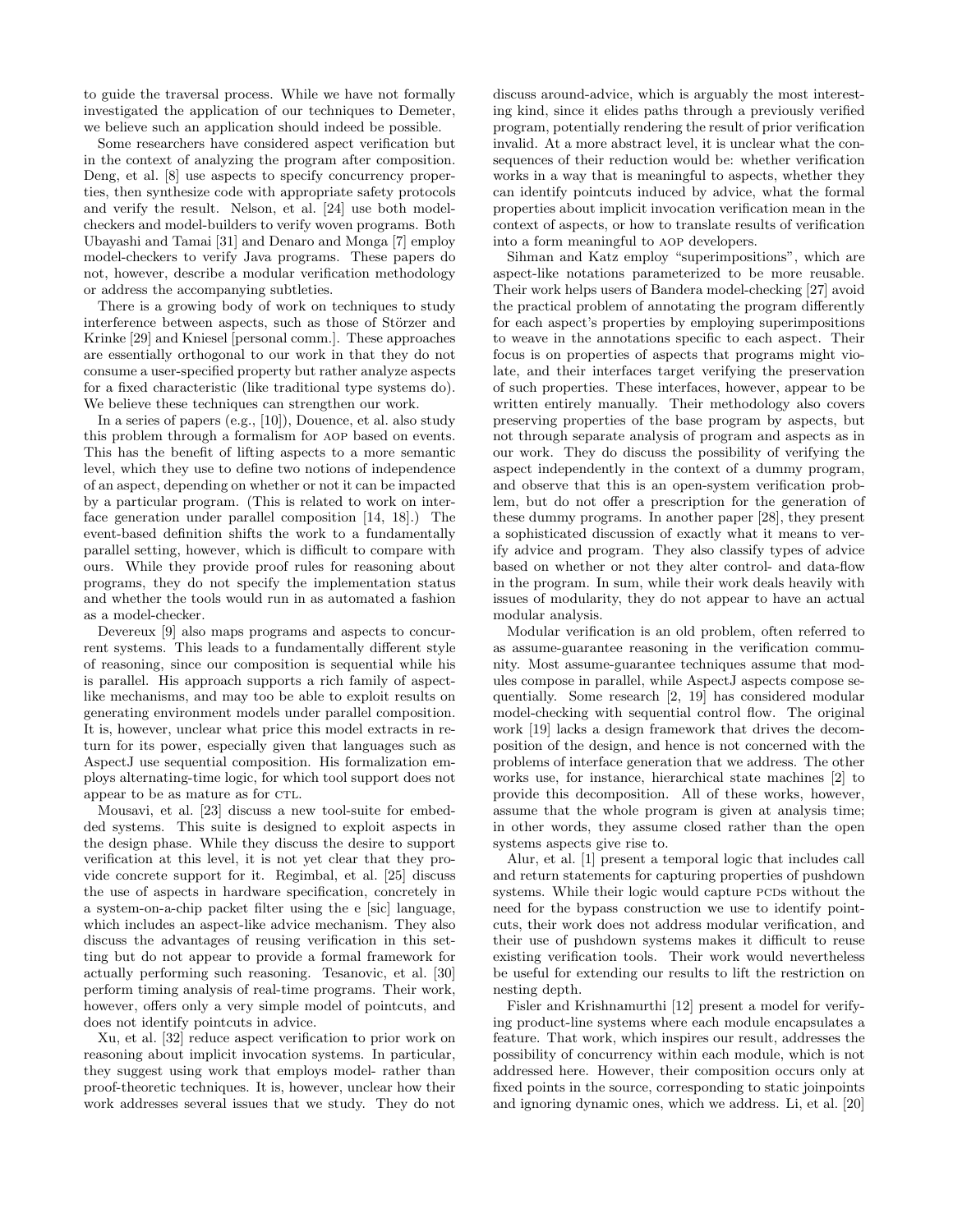to guide the traversal process. While we have not formally investigated the application of our techniques to Demeter, we believe such an application should indeed be possible.

Some researchers have considered aspect verification but in the context of analyzing the program after composition. Deng, et al. [8] use aspects to specify concurrency properties, then synthesize code with appropriate safety protocols and verify the result. Nelson, et al. [24] use both model-checkers and model-builders to verify woven programs. Both Ubayashi and Tamai [31] and Denaro and Monga [7] employ model-checkers to verify Java programs. These papers do not, however, describe a modular verification methodology or address the accompanying subtleties.

There is a growing body of work on techniques to study interference between aspects, such as those of Störzer and Krinke [29] and Kniesel [personal comm.]. These approaches are essentially orthogonal to our work in that they do not consume a user-specified property but rather analyze aspects for a fixed characteristic (like traditional type systems do). We believe these techniques can strengthen our work.

In a series of papers (e.g., [10]), Douence, et al. also study this problem through a formalism for AOP based on events. This has the benefit of lifting aspects to a more semantic level, which they use to define two notions of independence of an aspect, depending on whether or not it can be impacted by a particular program. (This is related to work on interface generation under parallel composition [14, 18].) The event-based definition shifts the work to a fundamentally parallel setting, however, which is difficult to compare with ours. While they provide proof rules for reasoning about programs, they do not specify the implementation status and whether the tools would run in as automated a fashion as a model-checker.

Devereux [9] also maps programs and aspects to concurrent systems. This leads to a fundamentally different style of reasoning, since our composition is sequential while his is parallel. His approach supports a rich family of aspect-like mechanisms, and may too be able to exploit results on generating environment models under parallel composition. It is, however, unclear what price this model extracts in return for its power, especially given that languages such as AspectJ use sequential composition. His formalization employs alternating-time logic, for which tool support does not appear to be as mature as for CTL.

Mousavi, et al. [23] discuss a new tool-suite for embedded systems. This suite is designed to exploit aspects in the design phase. While they discuss the desire to support verification at this level, it is not yet clear that they provide concrete support for it. Regimbal, et al. [25] discuss the use of aspects in hardware specification, concretely in a system-on-a-chip packet filter using the e [sic] language, which includes an aspect-like advice mechanism. They also discuss the advantages of reusing verification in this setting but do not appear to provide a formal framework for actually performing such reasoning. Tesanovic, et al. [30] perform timing analysis of real-time programs. Their work, however, offers only a very simple model of pointcuts, and does not identify pointcuts in advice.

Xu, et al. [32] reduce aspect verification to prior work on reasoning about implicit invocation systems. In particular, they suggest using work that employs model- rather than proof-theoretic techniques. It is, however, unclear how their work addresses several issues that we study. They do not discuss around-advice, which is arguably the most interesting kind, since it elides paths through a previously verified program, potentially rendering the result of prior verification invalid. At a more abstract level, it is unclear what the consequences of their reduction would be: whether verification works in a way that is meaningful to aspects, whether they can identify pointcuts induced by advice, what the formal properties about implicit invocation verification mean in the context of aspects, or how to translate results of verification into a form meaningful to AOP developers.

Sihman and Katz employ "superimpositions", which are aspect-like notations parameterized to be more reusable. Their work helps users of Bandera model-checking [27] avoid the practical problem of annotating the program differently for each aspect's properties by employing superimpositions to weave in the annotations specific to each aspect. Their focus is on properties of aspects that programs might violate, and their interfaces target verifying the preservation of such properties. These interfaces, however, appear to be written entirely manually. Their methodology also covers preserving properties of the base program by aspects, but not through separate analysis of program and aspects as in our work. They do discuss the possibility of verifying the aspect independently in the context of a dummy program, and observe that this is an open-system verification problem, but do not offer a prescription for the generation of these dummy programs. In another paper [28], they present a sophisticated discussion of exactly what it means to verify advice and program. They also classify types of advice based on whether or not they alter control- and data-flow in the program. In sum, while their work deals heavily with issues of modularity, they do not appear to have an actual modular analysis.

Modular verification is an old problem, often referred to as assume-guarantee reasoning in the verification community. Most assume-guarantee techniques assume that modules compose in parallel, while AspectJ aspects compose sequentially. Some research [2, 19] has considered modular model-checking with sequential control flow. The original work [19] lacks a design framework that drives the decomposition of the design, and hence is not concerned with the problems of interface generation that we address. The other works use, for instance, hierarchical state machines [2] to provide this decomposition. All of these works, however, assume that the whole program is given at analysis time; in other words, they assume closed rather than the open systems aspects give rise to.

Alur, et al. [1] present a temporal logic that includes call and return statements for capturing properties of pushdown systems. While their logic would capture PCDs without the need for the bypass construction we use to identify pointcuts, their work does not address modular verification, and their use of pushdown systems makes it difficult to reuse existing verification tools. Their work would nevertheless be useful for extending our results to lift the restriction on nesting depth.

Fisler and Krishnamurthi [12] present a model for verifying product-line systems where each module encapsulates a feature. That work, which inspires our result, addresses the possibility of concurrency within each module, which is not addressed here. However, their composition occurs only at fixed points in the source, corresponding to static joinpoints and ignoring dynamic ones, which we address. Li, et al. [20]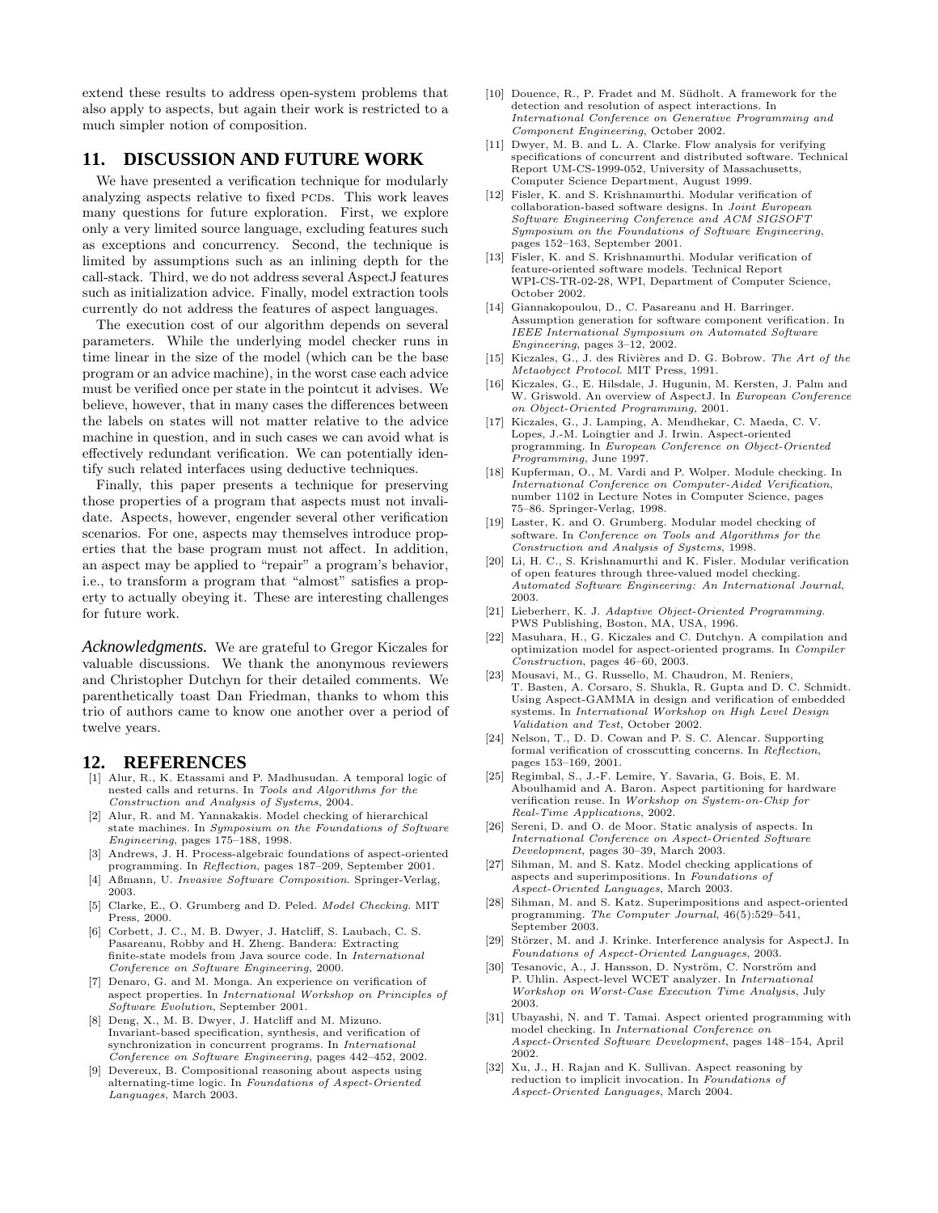extend these results to address open-system problems that also apply to aspects, but again their work is restricted to a much simpler notion of composition.

## 11. DISCUSSION AND FUTURE WORK

We have presented a verification technique for modularly analyzing aspects relative to fixed PCDs. This work leaves many questions for future exploration. First, we explore only a very limited source language, excluding features such as exceptions and concurrency. Second, the technique is limited by assumptions such as an inlining depth for the call-stack. Third, we do not address several AspectJ features such as initialization advice. Finally, model extraction tools currently do not address the features of aspect languages.

The execution cost of our algorithm depends on several parameters. While the underlying model checker runs in time linear in the size of the model (which can be the base program or an advice machine), in the worst case each advice must be verified once per state in the pointcut it advises. We believe, however, that in many cases the differences between the labels on states will not matter relative to the advice machine in question, and in such cases we can avoid what is effectively redundant verification. We can potentially identify such related interfaces using deductive techniques.

Finally, this paper presents a technique for preserving those properties of a program that aspects must not invalidate. Aspects, however, engender several other verification scenarios. For one, aspects may themselves introduce properties that the base program must not affect. In addition, an aspect may be applied to "repair" a program's behavior, i.e., to transform a program that "almost" satisfies a property to actually obeying it. These are interesting challenges for future work.

***Acknowledgments.*** We are grateful to Gregor Kiczales for valuable discussions. We thank the anonymous reviewers and Christopher Dutchyn for their detailed comments. We parenthetically toast Dan Friedman, thanks to whom this trio of authors came to know one another over a period of twelve years.

## 12. REFERENCES

[1] Alur, R., K. Etassami and P. Madhusudan. A temporal logic of nested calls and returns. In *Tools and Algorithms for the Construction and Analysis of Systems*, 2004.

[2] Alur, R. and M. Yannakakis. Model checking of hierarchical state machines. In *Symposium on the Foundations of Software Engineering*, pages 175–188, 1998.

[3] Andrews, J. H. Process-algebraic foundations of aspect-oriented programming. In *Reflection*, pages 187–209, September 2001.

[4] Aßmann, U. *Invasive Software Composition*. Springer-Verlag, 2003.

[5] Clarke, E., O. Grumberg and D. Peled. *Model Checking*. MIT Press, 2000.

[6] Corbett, J. C., M. B. Dwyer, J. Hatcliff, S. Laubach, C. S. Pasareanu, Robby and H. Zheng. Bandera: Extracting finite-state models from Java source code. In *International Conference on Software Engineering*, 2000.

[7] Denaro, G. and M. Monga. An experience on verification of aspect properties. In *International Workshop on Principles of Software Evolution*, September 2001.

[8] Deng, X., M. B. Dwyer, J. Hatcliff and M. Mizuno. Invariant-based specification, synthesis, and verification of synchronization in concurrent programs. In *International Conference on Software Engineering*, pages 442–452, 2002.

[9] Devereux, B. Compositional reasoning about aspects using alternating-time logic. In *Foundations of Aspect-Oriented Languages*, March 2003.

[10] Douence, R., P. Fradet and M. Südholt. A framework for the detection and resolution of aspect interactions. In *International Conference on Generative Programming and Component Engineering*, October 2002.

[11] Dwyer, M. B. and L. A. Clarke. Flow analysis for verifying specifications of concurrent and distributed software. Technical Report UM-CS-1999-052, University of Massachusetts, Computer Science Department, August 1999.

[12] Fisler, K. and S. Krishnamurthi. Modular verification of collaboration-based software designs. In *Joint European Software Engineering Conference and ACM SIGSOFT Symposium on the Foundations of Software Engineering*, pages 152–163, September 2001.

[13] Fisler, K. and S. Krishnamurthi. Modular verification of feature-oriented software models. Technical Report WPI-CS-TR-02-28, WPI, Department of Computer Science, October 2002.

[14] Giannakopoulou, D., C. Pasareanu and H. Barringer. Assumption generation for software component verification. In *IEEE International Symposium on Automated Software Engineering*, pages 3–12, 2002.

[15] Kiczales, G., J. des Rivières and D. G. Bobrow. *The Art of the Metaobject Protocol*. MIT Press, 1991.

[16] Kiczales, G., E. Hilsdale, J. Hugunin, M. Kersten, J. Palm and W. Griswold. An overview of AspectJ. In *European Conference on Object-Oriented Programming*, 2001.

[17] Kiczales, G., J. Lamping, A. Mendhekar, C. Maeda, C. V. Lopes, J.-M. Loingtier and J. Irwin. Aspect-oriented programming. In *European Conference on Object-Oriented Programming*, June 1997.

[18] Kupferman, O., M. Vardi and P. Wolper. Module checking. In *International Conference on Computer-Aided Verification*, number 1102 in Lecture Notes in Computer Science, pages 75–86. Springer-Verlag, 1998.

[19] Laster, K. and O. Grumberg. Modular model checking of software. In *Conference on Tools and Algorithms for the Construction and Analysis of Systems*, 1998.

[20] Li, H. C., S. Krishnamurthi and K. Fisler. Modular verification of open features through three-valued model checking. *Automated Software Engineering: An International Journal*, 2003.

[21] Lieberherr, K. J. *Adaptive Object-Oriented Programming*. PWS Publishing, Boston, MA, USA, 1996.

[22] Masuhara, H., G. Kiczales and C. Dutchyn. A compilation and optimization model for aspect-oriented programs. In *Compiler Construction*, pages 46–60, 2003.

[23] Mousavi, M., G. Russello, M. Chaudron, M. Reniers, T. Basten, A. Corsaro, S. Shukla, R. Gupta and D. C. Schmidt. Using Aspect-GAMMA in design and verification of embedded systems. In *International Workshop on High Level Design Validation and Test*, October 2002.

[24] Nelson, T., D. D. Cowan and P. S. C. Alencar. Supporting formal verification of crosscutting concerns. In *Reflection*, pages 153–169, 2001.

[25] Regimbal, S., J.-F. Lemire, Y. Savaria, G. Bois, E. M. Aboulhamid and A. Baron. Aspect partitioning for hardware verification reuse. In *Workshop on System-on-Chip for Real-Time Applications*, 2002.

[26] Sereni, D. and O. de Moor. Static analysis of aspects. In *International Conference on Aspect-Oriented Software Development*, pages 30–39, March 2003.

[27] Sihman, M. and S. Katz. Model checking applications of aspects and superimpositions. In *Foundations of Aspect-Oriented Languages*, March 2003.

[28] Sihman, M. and S. Katz. Superimpositions and aspect-oriented programming. *The Computer Journal*, 46(5):529–541, September 2003.

[29] Störzer, M. and J. Krinke. Interference analysis for AspectJ. In *Foundations of Aspect-Oriented Languages*, 2003.

[30] Tesanovic, A., J. Hansson, D. Nyström, C. Norström and P. Uhlin. Aspect-level WCET analyzer. In *International Workshop on Worst-Case Execution Time Analysis*, July 2003.

[31] Ubayashi, N. and T. Tamai. Aspect oriented programming with model checking. In *International Conference on Aspect-Oriented Software Development*, pages 148–154, April 2002.

[32] Xu, J., H. Rajan and K. Sullivan. Aspect reasoning by reduction to implicit invocation. In *Foundations of Aspect-Oriented Languages*, March 2004.